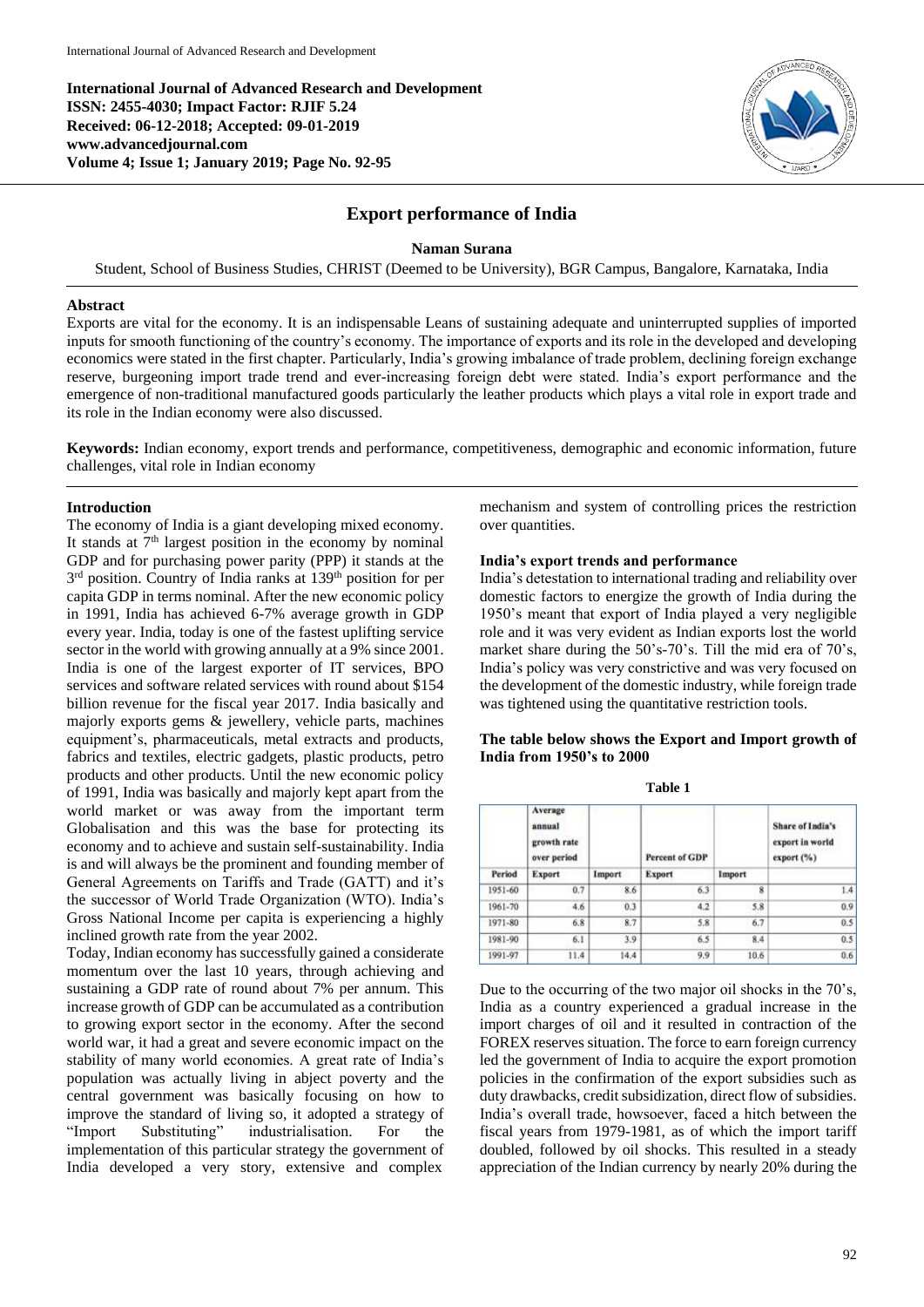International Journal of Advanced Research and Development
ISSN: 2455-4030; Impact Factor: RJIF 5.24
Received: 06-12-2018; Accepted: 09-01-2019
www.advancedjournal.com
Volume 4; Issue 1; January 2019; Page No. 92-95

# Export performance of India

**Naman Surana**

Student, School of Business Studies, CHRIST (Deemed to be University), BGR Campus, Bangalore, Karnataka, India

## Abstract

Exports are vital for the economy. It is an indispensable Leans of sustaining adequate and uninterrupted supplies of imported inputs for smooth functioning of the country's economy. The importance of exports and its role in the developed and developing economics were stated in the first chapter. Particularly, India's growing imbalance of trade problem, declining foreign exchange reserve, burgeoning import trade trend and ever-increasing foreign debt were stated. India's export performance and the emergence of non-traditional manufactured goods particularly the leather products which plays a vital role in export trade and its role in the Indian economy were also discussed.

**Keywords:** Indian economy, export trends and performance, competitiveness, demographic and economic information, future challenges, vital role in Indian economy

## Introduction

The economy of India is a giant developing mixed economy. It stands at 7th largest position in the economy by nominal GDP and for purchasing power parity (PPP) it stands at the 3rd position. Country of India ranks at 139th position for per capita GDP in terms nominal. After the new economic policy in 1991, India has achieved 6-7% average growth in GDP every year. India, today is one of the fastest uplifting service sector in the world with growing annually at a 9% since 2001. India is one of the largest exporter of IT services, BPO services and software related services with round about $154 billion revenue for the fiscal year 2017. India basically and majorly exports gems & jewellery, vehicle parts, machines equipment's, pharmaceuticals, metal extracts and products, fabrics and textiles, electric gadgets, plastic products, petro products and other products. Until the new economic policy of 1991, India was basically and majorly kept apart from the world market or was away from the important term Globalisation and this was the base for protecting its economy and to achieve and sustain self-sustainability. India is and will always be the prominent and founding member of General Agreements on Tariffs and Trade (GATT) and it's the successor of World Trade Organization (WTO). India's Gross National Income per capita is experiencing a highly inclined growth rate from the year 2002.

Today, Indian economy has successfully gained a considerate momentum over the last 10 years, through achieving and sustaining a GDP rate of round about 7% per annum. This increase growth of GDP can be accumulated as a contribution to growing export sector in the economy. After the second world war, it had a great and severe economic impact on the stability of many world economies. A great rate of India's population was actually living in abject poverty and the central government was basically focusing on how to improve the standard of living so, it adopted a strategy of "Import Substituting" industrialisation. For the implementation of this particular strategy the government of India developed a very story, extensive and complex mechanism and system of controlling prices the restriction over quantities.

### India's export trends and performance

India's detestation to international trading and reliability over domestic factors to energize the growth of India during the 1950's meant that export of India played a very negligible role and it was very evident as Indian exports lost the world market share during the 50's-70's. Till the mid era of 70's, India's policy was very constrictive and was very focused on the development of the domestic industry, while foreign trade was tightened using the quantitative restriction tools.

**The table below shows the Export and Import growth of India from 1950's to 2000**

**Table 1**

| | Average annual growth rate over period | | Percent of GDP | | Share of India's export in world export (%) |
|---|---|---|---|---|---|
| Period | Export | Import | Export | Import | |
| 1951-60 | 0.7 | 8.6 | 6.3 | 8 | 1.4 |
| 1961-70 | 4.6 | 0.3 | 4.2 | 5.8 | 0.9 |
| 1971-80 | 6.8 | 8.7 | 5.8 | 6.7 | 0.5 |
| 1981-90 | 6.1 | 3.9 | 6.5 | 8.4 | 0.5 |
| 1991-97 | 11.4 | 14.4 | 9.9 | 10.6 | 0.6 |

Due to the occurring of the two major oil shocks in the 70's, India as a country experienced a gradual increase in the import charges of oil and it resulted in contraction of the FOREX reserves situation. The force to earn foreign currency led the government of India to acquire the export promotion policies in the confirmation of the export subsidies such as duty drawbacks, credit subsidization, direct flow of subsidies. India's overall trade, howsoever, faced a hitch between the fiscal years from 1979-1981, as of which the import tariff doubled, followed by oil shocks. This resulted in a steady appreciation of the Indian currency by nearly 20% during the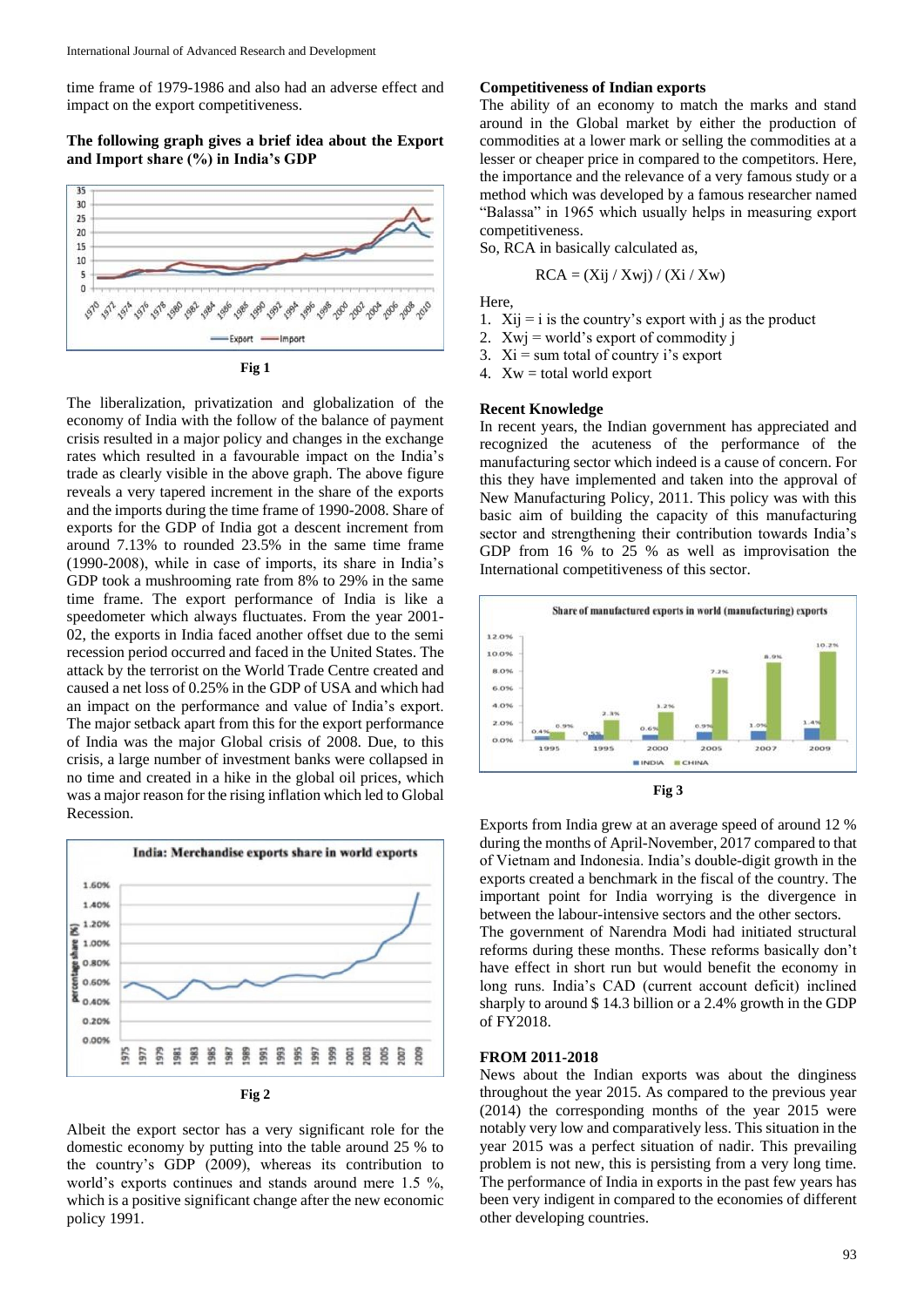time frame of 1979-1986 and also had an adverse effect and impact on the export competitiveness.

**The following graph gives a brief idea about the Export and Import share (%) in India's GDP**

Fig 1

The liberalization, privatization and globalization of the economy of India with the follow of the balance of payment crisis resulted in a major policy and changes in the exchange rates which resulted in a favourable impact on the India's trade as clearly visible in the above graph. The above figure reveals a very tapered increment in the share of the exports and the imports during the time frame of 1990-2008. Share of exports for the GDP of India got a descent increment from around 7.13% to rounded 23.5% in the same time frame (1990-2008), while in case of imports, its share in India's GDP took a mushrooming rate from 8% to 29% in the same time frame. The export performance of India is like a speedometer which always fluctuates. From the year 2001-02, the exports in India faced another offset due to the semi recession period occurred and faced in the United States. The attack by the terrorist on the World Trade Centre created and caused a net loss of 0.25% in the GDP of USA and which had an impact on the performance and value of India's export. The major setback apart from this for the export performance of India was the major Global crisis of 2008. Due, to this crisis, a large number of investment banks were collapsed in no time and created in a hike in the global oil prices, which was a major reason for the rising inflation which led to Global Recession.

Fig 2

Albeit the export sector has a very significant role for the domestic economy by putting into the table around 25 % to the country's GDP (2009), whereas its contribution to world's exports continues and stands around mere 1.5 %, which is a positive significant change after the new economic policy 1991.

**Competitiveness of Indian exports**

The ability of an economy to match the marks and stand around in the Global market by either the production of commodities at a lower mark or selling the commodities at a lesser or cheaper price in compared to the competitors. Here, the importance and the relevance of a very famous study or a method which was developed by a famous researcher named "Balassa" in 1965 which usually helps in measuring export competitiveness.

So, RCA in basically calculated as,

$$RCA = (X_{ij} / X_{wj}) / (X_i / X_w)$$

Here,

1. $X_{ij}$ = i is the country's export with j as the product
2. $X_{wj}$ = world's export of commodity j
3. $X_i$ = sum total of country i's export
4. $X_w$ = total world export

**Recent Knowledge**

In recent years, the Indian government has appreciated and recognized the acuteness of the performance of the manufacturing sector which indeed is a cause of concern. For this they have implemented and taken into the approval of New Manufacturing Policy, 2011. This policy was with this basic aim of building the capacity of this manufacturing sector and strengthening their contribution towards India's GDP from 16 % to 25 % as well as improvisation the International competitiveness of this sector.

Fig 3

Exports from India grew at an average speed of around 12 % during the months of April-November, 2017 compared to that of Vietnam and Indonesia. India's double-digit growth in the exports created a benchmark in the fiscal of the country. The important point for India worrying is the divergence in between the labour-intensive sectors and the other sectors.

The government of Narendra Modi had initiated structural reforms during these months. These reforms basically don't have effect in short run but would benefit the economy in long runs. India's CAD (current account deficit) inclined sharply to around $ 14.3 billion or a 2.4% growth in the GDP of FY2018.

**FROM 2011-2018**

News about the Indian exports was about the dinginess throughout the year 2015. As compared to the previous year (2014) the corresponding months of the year 2015 were notably very low and comparatively less. This situation in the year 2015 was a perfect situation of nadir. This prevailing problem is not new, this is persisting from a very long time. The performance of India in exports in the past few years has been very indigent in compared to the economies of different other developing countries.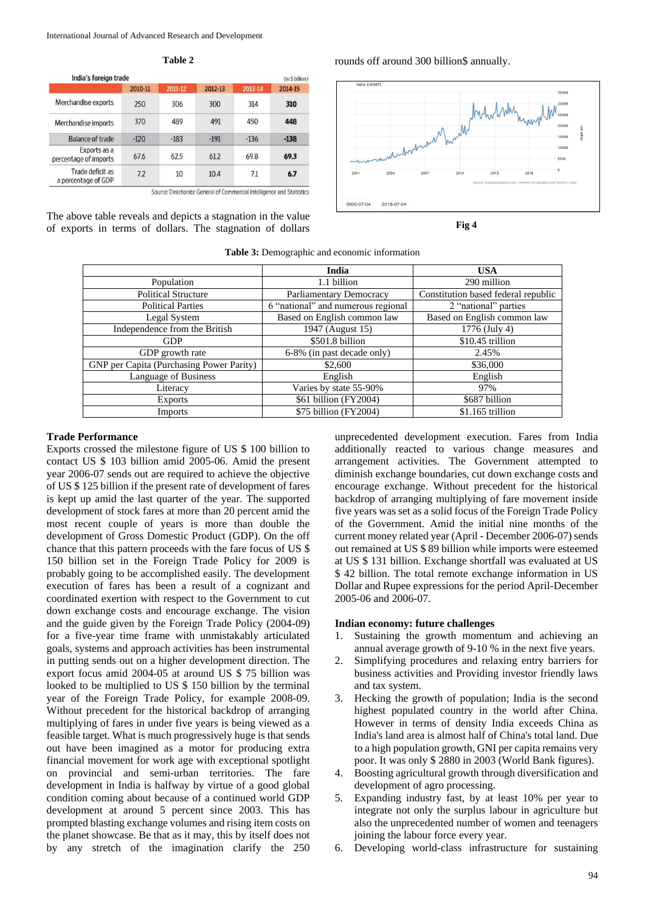**Table 2**

India's foreign trade (in $ billion)

| | 2010-11 | 2011-12 | 2012-13 | 2013-14 | 2014-15 |
|---|---|---|---|---|---|
| Merchandise exports | 250 | 306 | 300 | 314 | **310** |
| Merchandise imports | 370 | 489 | 491 | 450 | **448** |
| Balance of trade | -120 | -183 | -191 | -136 | **-138** |
| Exports as a percentage of imports | 67.6 | 62.5 | 61.2 | 69.8 | **69.3** |
| Trade deficit as a percentage of GDP | 7.2 | 10 | 10.4 | 7.1 | **6.7** |

Source: Directorate General of Commercial Intelligence and Statistics

The above table reveals and depicts a stagnation in the value of exports in terms of dollars. The stagnation of dollars rounds off around 300 billion$ annually.

**Fig 4**

**Table 3:** Demographic and economic information

| | India | USA |
|---|---|---|
| Population | 1.1 billion | 290 million |
| Political Structure | Parliamentary Democracy | Constitution based federal republic |
| Political Parties | 6 "national" and numerous regional | 2 "national" parties |
| Legal System | Based on English common law | Based on English common law |
| Independence from the British | 1947 (August 15) | 1776 (July 4) |
| GDP | $501.8 billion | $10.45 trillion |
| GDP growth rate | 6-8% (in past decade only) | 2.45% |
| GNP per Capita (Purchasing Power Parity) | $2,600 | $36,000 |
| Language of Business | English | English |
| Literacy | Varies by state 55-90% | 97% |
| Exports | $61 billion (FY2004) | $687 billion |
| Imports | $75 billion (FY2004) | $1.165 trillion |

**Trade Performance**

Exports crossed the milestone figure of US $ 100 billion to contact US $ 103 billion amid 2005-06. Amid the present year 2006-07 sends out are required to achieve the objective of US $ 125 billion if the present rate of development of fares is kept up amid the last quarter of the year. The supported development of stock fares at more than 20 percent amid the most recent couple of years is more than double the development of Gross Domestic Product (GDP). On the off chance that this pattern proceeds with the fare focus of US $ 150 billion set in the Foreign Trade Policy for 2009 is probably going to be accomplished easily. The development execution of fares has been a result of a cognizant and coordinated exertion with respect to the Government to cut down exchange costs and encourage exchange. The vision and the guide given by the Foreign Trade Policy (2004-09) for a five-year time frame with unmistakably articulated goals, systems and approach activities has been instrumental in putting sends out on a higher development direction. The export focus amid 2004-05 at around US $ 75 billion was looked to be multiplied to US $ 150 billion by the terminal year of the Foreign Trade Policy, for example 2008-09. Without precedent for the historical backdrop of arranging multiplying of fares in under five years is being viewed as a feasible target. What is much progressively huge is that sends out have been imagined as a motor for producing extra financial movement for work age with exceptional spotlight on provincial and semi-urban territories. The fare development in India is halfway by virtue of a good global condition coming about because of a continued world GDP development at around 5 percent since 2003. This has prompted bulging exchange volumes and rising item costs on the planet showcase. Be that as it may, this by itself does not by any stretch of the imagination clarify the 250 unprecedented development execution. Fares from India additionally reacted to various change measures and arrangement activities. The Government attempted to diminish exchange boundaries, cut down exchange costs and encourage exchange. Without precedent for the historical backdrop of arranging multiplying of fare movement inside five years was set as a solid focus of the Foreign Trade Policy of the Government. Amid the initial nine months of the current money related year (April - December 2006-07) sends out remained at US $ 89 billion while imports were esteemed at US $ 131 billion. Exchange shortfall was evaluated at US $ 42 billion. The total remote exchange information in US Dollar and Rupee expressions for the period April-December 2005-06 and 2006-07.

**Indian economy: future challenges**

1. Sustaining the growth momentum and achieving an annual average growth of 9-10 % in the next five years.
2. Simplifying procedures and relaxing entry barriers for business activities and Providing investor friendly laws and tax system.
3. Hecking the growth of population; India is the second highest populated country in the world after China. However in terms of density India exceeds China as India's land area is almost half of China's total land. Due to a high population growth, GNI per capita remains very poor. It was only $ 2880 in 2003 (World Bank figures).
4. Boosting agricultural growth through diversification and development of agro processing.
5. Expanding industry fast, by at least 10% per year to integrate not only the surplus labour in agriculture but also the unprecedented number of women and teenagers joining the labour force every year.
6. Developing world-class infrastructure for sustaining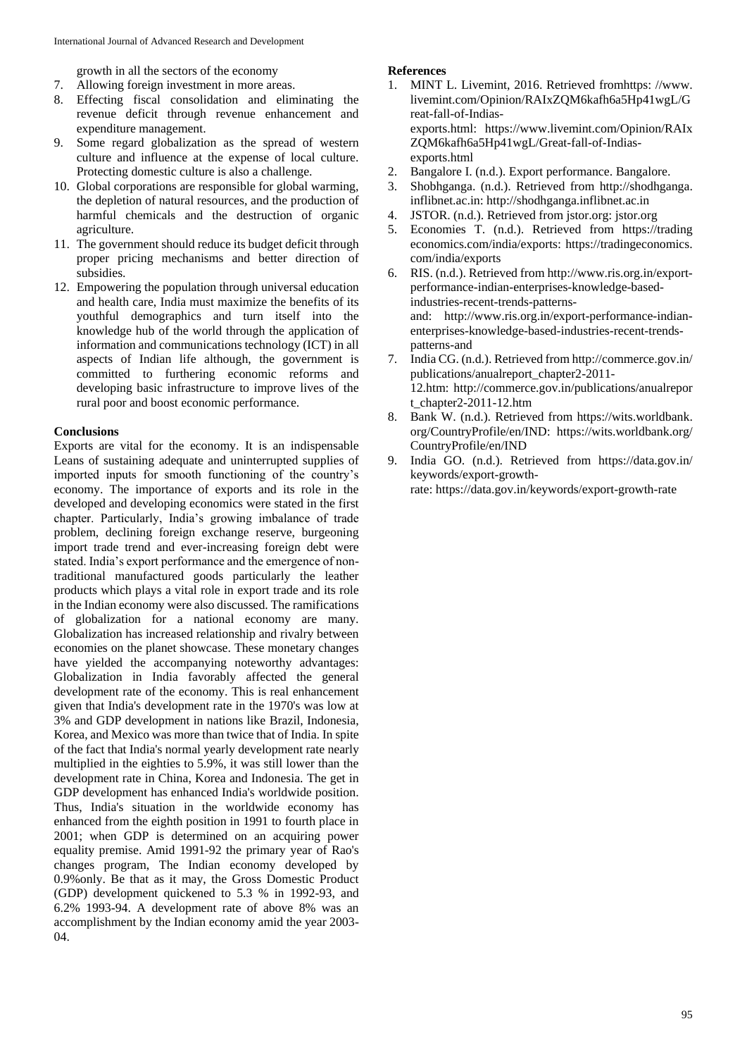growth in all the sectors of the economy

7. Allowing foreign investment in more areas.
8. Effecting fiscal consolidation and eliminating the revenue deficit through revenue enhancement and expenditure management.
9. Some regard globalization as the spread of western culture and influence at the expense of local culture. Protecting domestic culture is also a challenge.
10. Global corporations are responsible for global warming, the depletion of natural resources, and the production of harmful chemicals and the destruction of organic agriculture.
11. The government should reduce its budget deficit through proper pricing mechanisms and better direction of subsidies.
12. Empowering the population through universal education and health care, India must maximize the benefits of its youthful demographics and turn itself into the knowledge hub of the world through the application of information and communications technology (ICT) in all aspects of Indian life although, the government is committed to furthering economic reforms and developing basic infrastructure to improve lives of the rural poor and boost economic performance.

## Conclusions

Exports are vital for the economy. It is an indispensable Leans of sustaining adequate and uninterrupted supplies of imported inputs for smooth functioning of the country's economy. The importance of exports and its role in the developed and developing economics were stated in the first chapter. Particularly, India's growing imbalance of trade problem, declining foreign exchange reserve, burgeoning import trade trend and ever-increasing foreign debt were stated. India's export performance and the emergence of non-traditional manufactured goods particularly the leather products which plays a vital role in export trade and its role in the Indian economy were also discussed. The ramifications of globalization for a national economy are many. Globalization has increased relationship and rivalry between economies on the planet showcase. These monetary changes have yielded the accompanying noteworthy advantages: Globalization in India favorably affected the general development rate of the economy. This is real enhancement given that India's development rate in the 1970's was low at 3% and GDP development in nations like Brazil, Indonesia, Korea, and Mexico was more than twice that of India. In spite of the fact that India's normal yearly development rate nearly multiplied in the eighties to 5.9%, it was still lower than the development rate in China, Korea and Indonesia. The get in GDP development has enhanced India's worldwide position. Thus, India's situation in the worldwide economy has enhanced from the eighth position in 1991 to fourth place in 2001; when GDP is determined on an acquiring power equality premise. Amid 1991-92 the primary year of Rao's changes program, The Indian economy developed by 0.9%only. Be that as it may, the Gross Domestic Product (GDP) development quickened to 5.3 % in 1992-93, and 6.2% 1993-94. A development rate of above 8% was an accomplishment by the Indian economy amid the year 2003-04.

## References

1. MINT L. Livemint, 2016. Retrieved fromhttps: //www.livemint.com/Opinion/RAIxZQM6kafh6a5Hp41wgL/Great-fall-of-Indias-exports.html: https://www.livemint.com/Opinion/RAIxZQM6kafh6a5Hp41wgL/Great-fall-of-Indias-exports.html
2. Bangalore I. (n.d.). Export performance. Bangalore.
3. Shobhganga. (n.d.). Retrieved from http://shodhganga.inflibnet.ac.in: http://shodhganga.inflibnet.ac.in
4. JSTOR. (n.d.). Retrieved from jstor.org: jstor.org
5. Economies T. (n.d.). Retrieved from https://tradingeconomics.com/india/exports: https://tradingeconomics.com/india/exports
6. RIS. (n.d.). Retrieved from http://www.ris.org.in/export-performance-indian-enterprises-knowledge-based-industries-recent-trends-patterns-and: http://www.ris.org.in/export-performance-indian-enterprises-knowledge-based-industries-recent-trends-patterns-and
7. India CG. (n.d.). Retrieved from http://commerce.gov.in/publications/anualreport_chapter2-2011-12.htm: http://commerce.gov.in/publications/anualreport_chapter2-2011-12.htm
8. Bank W. (n.d.). Retrieved from https://wits.worldbank.org/CountryProfile/en/IND: https://wits.worldbank.org/CountryProfile/en/IND
9. India GO. (n.d.). Retrieved from https://data.gov.in/keywords/export-growth-rate: https://data.gov.in/keywords/export-growth-rate